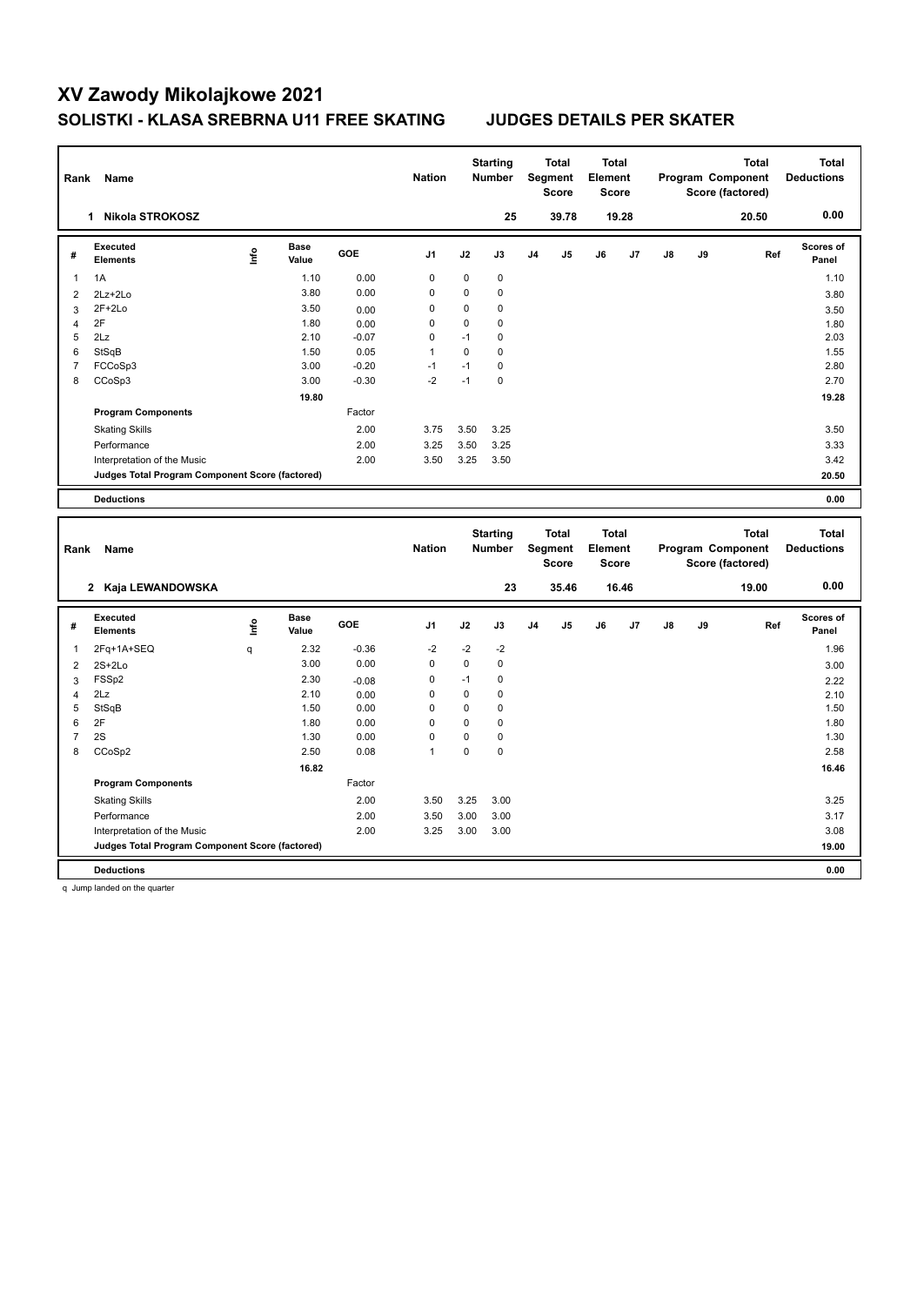# XV Zawody Mikolajkowe 2021

## SOLISTKI - KLASA SREBRNA U11 FREE SKATING JUDGES DETAILS PER SKATER

| Rank | Name | Nation | Starting Number | Total Segment Score | Total Element Score | Total Program Component Score (factored) | Total Deductions |
|---|---|---|---|---|---|---|---|
| 1 | Nikola STROKOSZ | | 25 | 39.78 | 19.28 | 20.50 | 0.00 |

| # | Executed Elements | Info | Base Value | GOE | J1 | J2 | J3 | J4 | J5 | J6 | J7 | J8 | J9 | Ref | Scores of Panel |
|---|---|---|---|---|---|---|---|---|---|---|---|---|---|---|---|
| 1 | 1A | | 1.10 | 0.00 | 0 | 0 | 0 | | | | | | | | 1.10 |
| 2 | 2Lz+2Lo | | 3.80 | 0.00 | 0 | 0 | 0 | | | | | | | | 3.80 |
| 3 | 2F+2Lo | | 3.50 | 0.00 | 0 | 0 | 0 | | | | | | | | 3.50 |
| 4 | 2F | | 1.80 | 0.00 | 0 | 0 | 0 | | | | | | | | 1.80 |
| 5 | 2Lz | | 2.10 | -0.07 | 0 | -1 | 0 | | | | | | | | 2.03 |
| 6 | StSqB | | 1.50 | 0.05 | 1 | 0 | 0 | | | | | | | | 1.55 |
| 7 | FCCoSp3 | | 3.00 | -0.20 | -1 | -1 | 0 | | | | | | | | 2.80 |
| 8 | CCoSp3 | | 3.00 | -0.30 | -2 | -1 | 0 | | | | | | | | 2.70 |
| | | | 19.80 | | | | | | | | | | | | 19.28 |
| | **Program Components** | | | Factor | | | | | | | | | | | |
| | Skating Skills | | | 2.00 | 3.75 | 3.50 | 3.25 | | | | | | | | 3.50 |
| | Performance | | | 2.00 | 3.25 | 3.50 | 3.25 | | | | | | | | 3.33 |
| | Interpretation of the Music | | | 2.00 | 3.50 | 3.25 | 3.50 | | | | | | | | 3.42 |
| | **Judges Total Program Component Score (factored)** | | | | | | | | | | | | | | 20.50 |
| | **Deductions** | | | | | | | | | | | | | | 0.00 |

| Rank | Name | Nation | Starting Number | Total Segment Score | Total Element Score | Total Program Component Score (factored) | Total Deductions |
|---|---|---|---|---|---|---|---|
| 2 | Kaja LEWANDOWSKA | | 23 | 35.46 | 16.46 | 19.00 | 0.00 |

| # | Executed Elements | Info | Base Value | GOE | J1 | J2 | J3 | J4 | J5 | J6 | J7 | J8 | J9 | Ref | Scores of Panel |
|---|---|---|---|---|---|---|---|---|---|---|---|---|---|---|---|
| 1 | 2Fq+1A+SEQ | q | 2.32 | -0.36 | -2 | -2 | -2 | | | | | | | | 1.96 |
| 2 | 2S+2Lo | | 3.00 | 0.00 | 0 | 0 | 0 | | | | | | | | 3.00 |
| 3 | FSSp2 | | 2.30 | -0.08 | 0 | -1 | 0 | | | | | | | | 2.22 |
| 4 | 2Lz | | 2.10 | 0.00 | 0 | 0 | 0 | | | | | | | | 2.10 |
| 5 | StSqB | | 1.50 | 0.00 | 0 | 0 | 0 | | | | | | | | 1.50 |
| 6 | 2F | | 1.80 | 0.00 | 0 | 0 | 0 | | | | | | | | 1.80 |
| 7 | 2S | | 1.30 | 0.00 | 0 | 0 | 0 | | | | | | | | 1.30 |
| 8 | CCoSp2 | | 2.50 | 0.08 | 1 | 0 | 0 | | | | | | | | 2.58 |
| | | | 16.82 | | | | | | | | | | | | 16.46 |
| | **Program Components** | | | Factor | | | | | | | | | | | |
| | Skating Skills | | | 2.00 | 3.50 | 3.25 | 3.00 | | | | | | | | 3.25 |
| | Performance | | | 2.00 | 3.50 | 3.00 | 3.00 | | | | | | | | 3.17 |
| | Interpretation of the Music | | | 2.00 | 3.25 | 3.00 | 3.00 | | | | | | | | 3.08 |
| | **Judges Total Program Component Score (factored)** | | | | | | | | | | | | | | 19.00 |
| | **Deductions** | | | | | | | | | | | | | | 0.00 |

q Jump landed on the quarter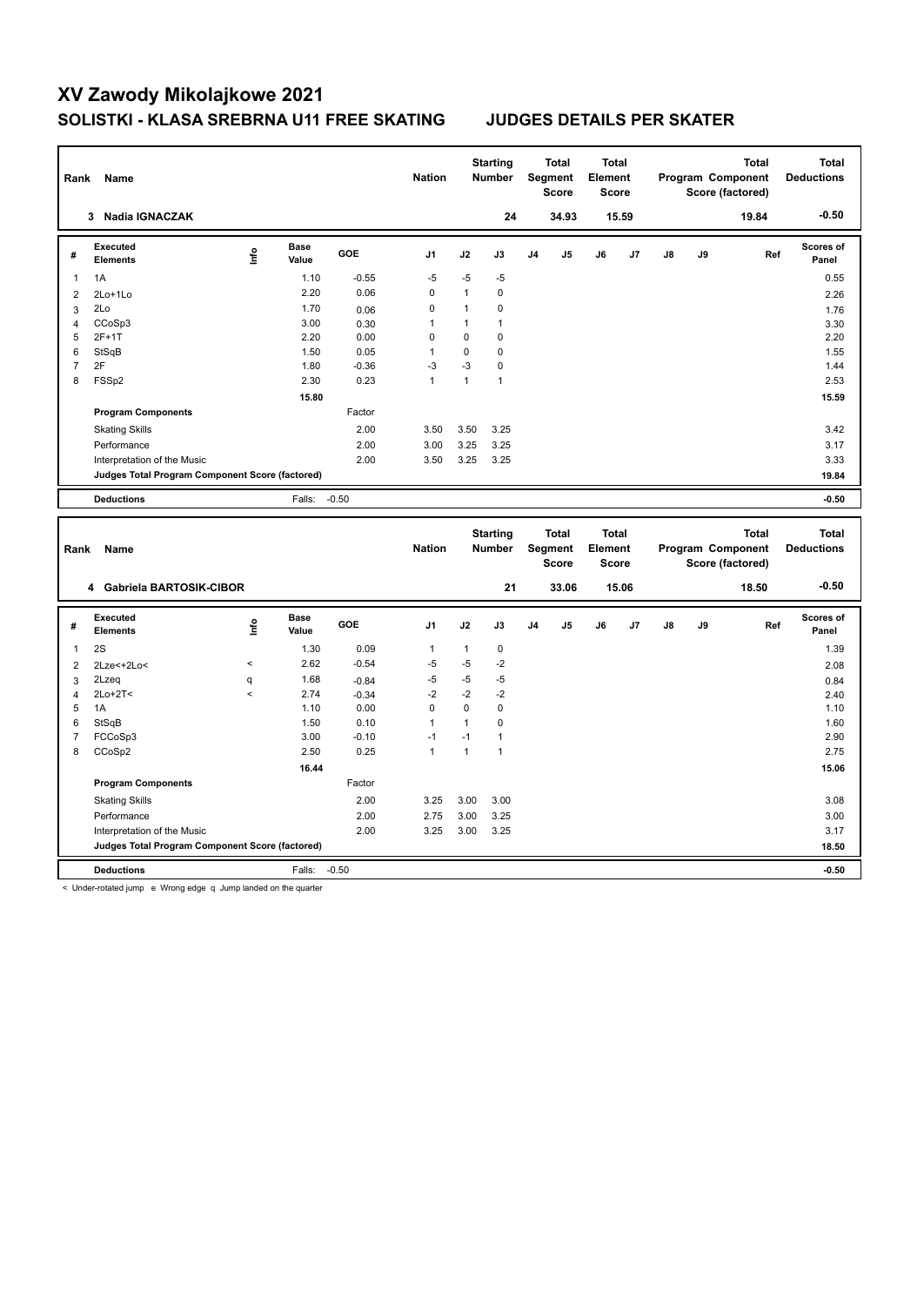# XV Zawody Mikolajkowe 2021

## SOLISTKI - KLASA SREBRNA U11 FREE SKATING JUDGES DETAILS PER SKATER

| Rank | Name | Nation | Starting Number | Total Segment Score | Total Element Score | Total Program Component Score (factored) | Total Deductions |
|---|---|---|---|---|---|---|---|
| 3 | Nadia IGNACZAK | | 24 | 34.93 | 15.59 | 19.84 | -0.50 |

| # | Executed Elements | Info | Base Value | GOE | J1 | J2 | J3 | J4 | J5 | J6 | J7 | J8 | J9 | Ref | Scores of Panel |
|---|---|---|---|---|---|---|---|---|---|---|---|---|---|---|---|
| 1 | 1A | | 1.10 | -0.55 | -5 | -5 | -5 | | | | | | | | 0.55 |
| 2 | 2Lo+1Lo | | 2.20 | 0.06 | 0 | 1 | 0 | | | | | | | | 2.26 |
| 3 | 2Lo | | 1.70 | 0.06 | 0 | 1 | 0 | | | | | | | | 1.76 |
| 4 | CCoSp3 | | 3.00 | 0.30 | 1 | 1 | 1 | | | | | | | | 3.30 |
| 5 | 2F+1T | | 2.20 | 0.00 | 0 | 0 | 0 | | | | | | | | 2.20 |
| 6 | StSqB | | 1.50 | 0.05 | 1 | 0 | 0 | | | | | | | | 1.55 |
| 7 | 2F | | 1.80 | -0.36 | -3 | -3 | 0 | | | | | | | | 1.44 |
| 8 | FSSp2 | | 2.30 | 0.23 | 1 | 1 | 1 | | | | | | | | 2.53 |
| | | | 15.80 | | | | | | | | | | | | 15.59 |
| | **Program Components** | | | Factor | | | | | | | | | | | |
| | Skating Skills | | | 2.00 | 3.50 | 3.50 | 3.25 | | | | | | | | 3.42 |
| | Performance | | | 2.00 | 3.00 | 3.25 | 3.25 | | | | | | | | 3.17 |
| | Interpretation of the Music | | | 2.00 | 3.50 | 3.25 | 3.25 | | | | | | | | 3.33 |
| | **Judges Total Program Component Score (factored)** | | | | | | | | | | | | | | 19.84 |
| | **Deductions** | | Falls: | -0.50 | | | | | | | | | | | -0.50 |

| Rank | Name | Nation | Starting Number | Total Segment Score | Total Element Score | Total Program Component Score (factored) | Total Deductions |
|---|---|---|---|---|---|---|---|
| 4 | Gabriela BARTOSIK-CIBOR | | 21 | 33.06 | 15.06 | 18.50 | -0.50 |

| # | Executed Elements | Info | Base Value | GOE | J1 | J2 | J3 | J4 | J5 | J6 | J7 | J8 | J9 | Ref | Scores of Panel |
|---|---|---|---|---|---|---|---|---|---|---|---|---|---|---|---|
| 1 | 2S | | 1.30 | 0.09 | 1 | 1 | 0 | | | | | | | | 1.39 |
| 2 | 2Lze<+2Lo< | < | 2.62 | -0.54 | -5 | -5 | -2 | | | | | | | | 2.08 |
| 3 | 2Lzeq | q | 1.68 | -0.84 | -5 | -5 | -5 | | | | | | | | 0.84 |
| 4 | 2Lo+2T< | < | 2.74 | -0.34 | -2 | -2 | -2 | | | | | | | | 2.40 |
| 5 | 1A | | 1.10 | 0.00 | 0 | 0 | 0 | | | | | | | | 1.10 |
| 6 | StSqB | | 1.50 | 0.10 | 1 | 1 | 0 | | | | | | | | 1.60 |
| 7 | FCCoSp3 | | 3.00 | -0.10 | -1 | -1 | 1 | | | | | | | | 2.90 |
| 8 | CCoSp2 | | 2.50 | 0.25 | 1 | 1 | 1 | | | | | | | | 2.75 |
| | | | 16.44 | | | | | | | | | | | | 15.06 |
| | **Program Components** | | | Factor | | | | | | | | | | | |
| | Skating Skills | | | 2.00 | 3.25 | 3.00 | 3.00 | | | | | | | | 3.08 |
| | Performance | | | 2.00 | 2.75 | 3.00 | 3.25 | | | | | | | | 3.00 |
| | Interpretation of the Music | | | 2.00 | 3.25 | 3.00 | 3.25 | | | | | | | | 3.17 |
| | **Judges Total Program Component Score (factored)** | | | | | | | | | | | | | | 18.50 |
| | **Deductions** | | Falls: | -0.50 | | | | | | | | | | | -0.50 |

< Under-rotated jump e Wrong edge q Jump landed on the quarter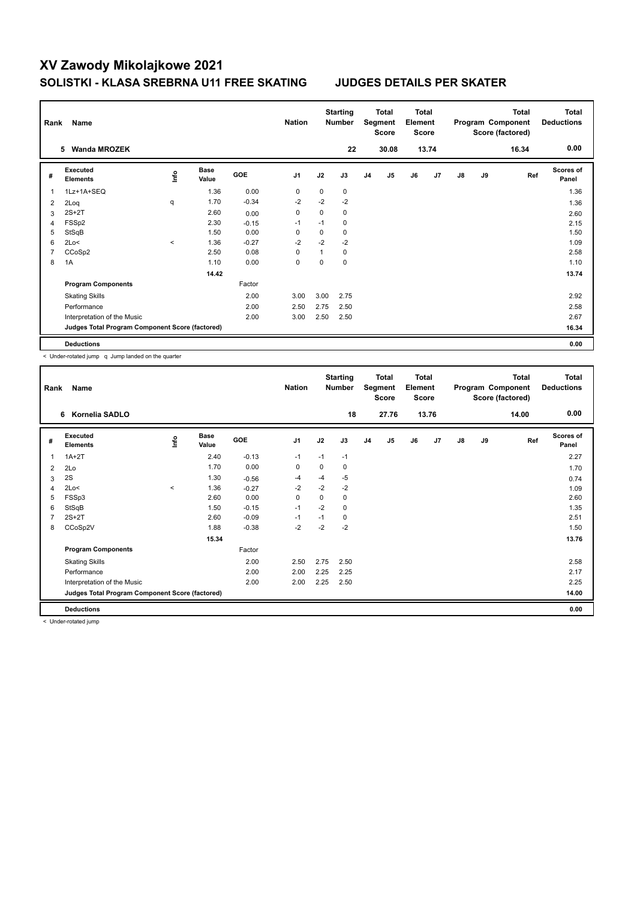# XV Zawody Mikolajkowe 2021

## SOLISTKI - KLASA SREBRNA U11 FREE SKATING JUDGES DETAILS PER SKATER

| Rank | Name | Nation | Starting Number | Total Segment Score | Total Element Score | Total Program Component Score (factored) | Total Deductions |
|---|---|---|---|---|---|---|---|
| 5 | Wanda MROZEK | | 22 | 30.08 | 13.74 | 16.34 | 0.00 |

| # | Executed Elements | Info | Base Value | GOE | J1 | J2 | J3 | J4 | J5 | J6 | J7 | J8 | J9 | Ref | Scores of Panel |
|---|---|---|---|---|---|---|---|---|---|---|---|---|---|---|---|
| 1 | 1Lz+1A+SEQ | | 1.36 | 0.00 | 0 | 0 | 0 | | | | | | | | 1.36 |
| 2 | 2Loq | q | 1.70 | -0.34 | -2 | -2 | -2 | | | | | | | | 1.36 |
| 3 | 2S+2T | | 2.60 | 0.00 | 0 | 0 | 0 | | | | | | | | 2.60 |
| 4 | FSSp2 | | 2.30 | -0.15 | -1 | -1 | 0 | | | | | | | | 2.15 |
| 5 | StSqB | | 1.50 | 0.00 | 0 | 0 | 0 | | | | | | | | 1.50 |
| 6 | 2Lo< | < | 1.36 | -0.27 | -2 | -2 | -2 | | | | | | | | 1.09 |
| 7 | CCoSp2 | | 2.50 | 0.08 | 0 | 1 | 0 | | | | | | | | 2.58 |
| 8 | 1A | | 1.10 | 0.00 | 0 | 0 | 0 | | | | | | | | 1.10 |
| | | | 14.42 | | | | | | | | | | | | 13.74 |
| | **Program Components** | | | Factor | | | | | | | | | | | |
| | Skating Skills | | | 2.00 | 3.00 | 3.00 | 2.75 | | | | | | | | 2.92 |
| | Performance | | | 2.00 | 2.50 | 2.75 | 2.50 | | | | | | | | 2.58 |
| | Interpretation of the Music | | | 2.00 | 3.00 | 2.50 | 2.50 | | | | | | | | 2.67 |
| | **Judges Total Program Component Score (factored)** | | | | | | | | | | | | | | 16.34 |
| | **Deductions** | | | | | | | | | | | | | | 0.00 |

< Under-rotated jump q Jump landed on the quarter

| Rank | Name | Nation | Starting Number | Total Segment Score | Total Element Score | Total Program Component Score (factored) | Total Deductions |
|---|---|---|---|---|---|---|---|
| 6 | Kornelia SADLO | | 18 | 27.76 | 13.76 | 14.00 | 0.00 |

| # | Executed Elements | Info | Base Value | GOE | J1 | J2 | J3 | J4 | J5 | J6 | J7 | J8 | J9 | Ref | Scores of Panel |
|---|---|---|---|---|---|---|---|---|---|---|---|---|---|---|---|
| 1 | 1A+2T | | 2.40 | -0.13 | -1 | -1 | -1 | | | | | | | | 2.27 |
| 2 | 2Lo | | 1.70 | 0.00 | 0 | 0 | 0 | | | | | | | | 1.70 |
| 3 | 2S | | 1.30 | -0.56 | -4 | -4 | -5 | | | | | | | | 0.74 |
| 4 | 2Lo< | < | 1.36 | -0.27 | -2 | -2 | -2 | | | | | | | | 1.09 |
| 5 | FSSp3 | | 2.60 | 0.00 | 0 | 0 | 0 | | | | | | | | 2.60 |
| 6 | StSqB | | 1.50 | -0.15 | -1 | -2 | 0 | | | | | | | | 1.35 |
| 7 | 2S+2T | | 2.60 | -0.09 | -1 | -1 | 0 | | | | | | | | 2.51 |
| 8 | CCoSp2V | | 1.88 | -0.38 | -2 | -2 | -2 | | | | | | | | 1.50 |
| | | | 15.34 | | | | | | | | | | | | 13.76 |
| | **Program Components** | | | Factor | | | | | | | | | | | |
| | Skating Skills | | | 2.00 | 2.50 | 2.75 | 2.50 | | | | | | | | 2.58 |
| | Performance | | | 2.00 | 2.00 | 2.25 | 2.25 | | | | | | | | 2.17 |
| | Interpretation of the Music | | | 2.00 | 2.00 | 2.25 | 2.50 | | | | | | | | 2.25 |
| | **Judges Total Program Component Score (factored)** | | | | | | | | | | | | | | 14.00 |
| | **Deductions** | | | | | | | | | | | | | | 0.00 |

< Under-rotated jump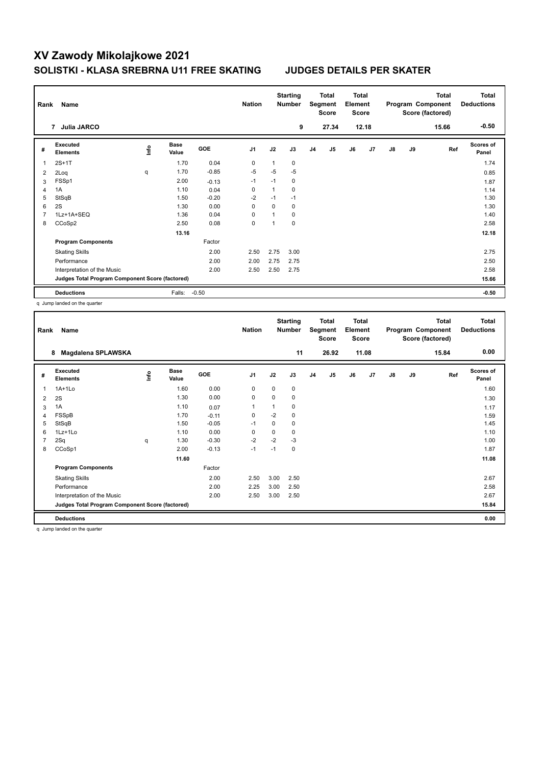# XV Zawody Mikolajkowe 2021

## SOLISTKI - KLASA SREBRNA U11 FREE SKATING JUDGES DETAILS PER SKATER

| Rank | Name | Nation | Starting Number | Total Segment Score | Total Element Score | Total Program Component Score (factored) | Total Deductions |
|---|---|---|---|---|---|---|---|
| 7 | Julia JARCO | | 9 | 27.34 | 12.18 | 15.66 | -0.50 |

| # | Executed Elements | Info | Base Value | GOE | J1 | J2 | J3 | J4 | J5 | J6 | J7 | J8 | J9 | Ref | Scores of Panel |
|---|---|---|---|---|---|---|---|---|---|---|---|---|---|---|---|
| 1 | 2S+1T | | 1.70 | 0.04 | 0 | 1 | 0 | | | | | | | | 1.74 |
| 2 | 2Loq | q | 1.70 | -0.85 | -5 | -5 | -5 | | | | | | | | 0.85 |
| 3 | FSSp1 | | 2.00 | -0.13 | -1 | -1 | 0 | | | | | | | | 1.87 |
| 4 | 1A | | 1.10 | 0.04 | 0 | 1 | 0 | | | | | | | | 1.14 |
| 5 | StSqB | | 1.50 | -0.20 | -2 | -1 | -1 | | | | | | | | 1.30 |
| 6 | 2S | | 1.30 | 0.00 | 0 | 0 | 0 | | | | | | | | 1.30 |
| 7 | 1Lz+1A+SEQ | | 1.36 | 0.04 | 0 | 1 | 0 | | | | | | | | 1.40 |
| 8 | CCoSp2 | | 2.50 | 0.08 | 0 | 1 | 0 | | | | | | | | 2.58 |
| | | | 13.16 | | | | | | | | | | | | 12.18 |
| | **Program Components** | | | Factor | | | | | | | | | | | |
| | Skating Skills | | | 2.00 | 2.50 | 2.75 | 3.00 | | | | | | | | 2.75 |
| | Performance | | | 2.00 | 2.00 | 2.75 | 2.75 | | | | | | | | 2.50 |
| | Interpretation of the Music | | | 2.00 | 2.50 | 2.50 | 2.75 | | | | | | | | 2.58 |
| | **Judges Total Program Component Score (factored)** | | | | | | | | | | | | | | 15.66 |
| | **Deductions** | | Falls: | -0.50 | | | | | | | | | | | -0.50 |

q Jump landed on the quarter

| Rank | Name | Nation | Starting Number | Total Segment Score | Total Element Score | Total Program Component Score (factored) | Total Deductions |
|---|---|---|---|---|---|---|---|
| 8 | Magdalena SPLAWSKA | | 11 | 26.92 | 11.08 | 15.84 | 0.00 |

| # | Executed Elements | Info | Base Value | GOE | J1 | J2 | J3 | J4 | J5 | J6 | J7 | J8 | J9 | Ref | Scores of Panel |
|---|---|---|---|---|---|---|---|---|---|---|---|---|---|---|---|
| 1 | 1A+1Lo | | 1.60 | 0.00 | 0 | 0 | 0 | | | | | | | | 1.60 |
| 2 | 2S | | 1.30 | 0.00 | 0 | 0 | 0 | | | | | | | | 1.30 |
| 3 | 1A | | 1.10 | 0.07 | 1 | 1 | 0 | | | | | | | | 1.17 |
| 4 | FSSpB | | 1.70 | -0.11 | 0 | -2 | 0 | | | | | | | | 1.59 |
| 5 | StSqB | | 1.50 | -0.05 | -1 | 0 | 0 | | | | | | | | 1.45 |
| 6 | 1Lz+1Lo | | 1.10 | 0.00 | 0 | 0 | 0 | | | | | | | | 1.10 |
| 7 | 2Sq | q | 1.30 | -0.30 | -2 | -2 | -3 | | | | | | | | 1.00 |
| 8 | CCoSp1 | | 2.00 | -0.13 | -1 | -1 | 0 | | | | | | | | 1.87 |
| | | | 11.60 | | | | | | | | | | | | 11.08 |
| | **Program Components** | | | Factor | | | | | | | | | | | |
| | Skating Skills | | | 2.00 | 2.50 | 3.00 | 2.50 | | | | | | | | 2.67 |
| | Performance | | | 2.00 | 2.25 | 3.00 | 2.50 | | | | | | | | 2.58 |
| | Interpretation of the Music | | | 2.00 | 2.50 | 3.00 | 2.50 | | | | | | | | 2.67 |
| | **Judges Total Program Component Score (factored)** | | | | | | | | | | | | | | 15.84 |
| | **Deductions** | | | | | | | | | | | | | | 0.00 |

q Jump landed on the quarter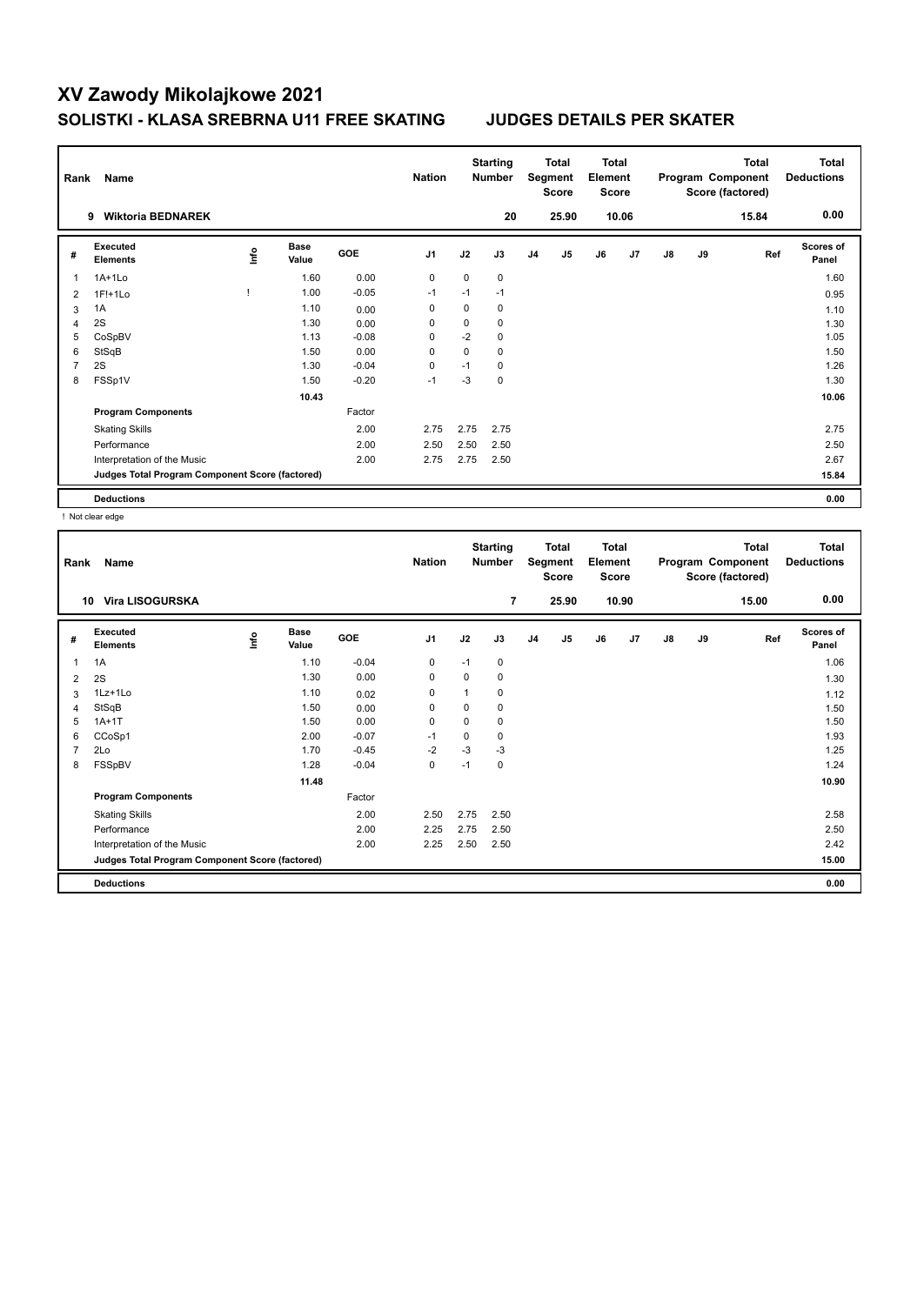# XV Zawody Mikolajkowe 2021

## SOLISTKI - KLASA SREBRNA U11 FREE SKATING JUDGES DETAILS PER SKATER

| Rank | Name | Nation | Starting Number | Total Segment Score | Total Element Score | Total Program Component Score (factored) | Total Deductions |
|---|---|---|---|---|---|---|---|
| 9 | Wiktoria BEDNAREK | | 20 | 25.90 | 10.06 | 15.84 | 0.00 |

| # | Executed Elements | Info | Base Value | GOE | J1 | J2 | J3 | J4 | J5 | J6 | J7 | J8 | J9 | Ref | Scores of Panel |
|---|---|---|---|---|---|---|---|---|---|---|---|---|---|---|---|
| 1 | 1A+1Lo | | 1.60 | 0.00 | 0 | 0 | 0 | | | | | | | | 1.60 |
| 2 | 1F!+1Lo | ! | 1.00 | -0.05 | -1 | -1 | -1 | | | | | | | | 0.95 |
| 3 | 1A | | 1.10 | 0.00 | 0 | 0 | 0 | | | | | | | | 1.10 |
| 4 | 2S | | 1.30 | 0.00 | 0 | 0 | 0 | | | | | | | | 1.30 |
| 5 | CoSpBV | | 1.13 | -0.08 | 0 | -2 | 0 | | | | | | | | 1.05 |
| 6 | StSqB | | 1.50 | 0.00 | 0 | 0 | 0 | | | | | | | | 1.50 |
| 7 | 2S | | 1.30 | -0.04 | 0 | -1 | 0 | | | | | | | | 1.26 |
| 8 | FSSp1V | | 1.50 | -0.20 | -1 | -3 | 0 | | | | | | | | 1.30 |
| | | | 10.43 | | | | | | | | | | | | 10.06 |
| | **Program Components** | | | Factor | | | | | | | | | | | |
| | Skating Skills | | | 2.00 | 2.75 | 2.75 | 2.75 | | | | | | | | 2.75 |
| | Performance | | | 2.00 | 2.50 | 2.50 | 2.50 | | | | | | | | 2.50 |
| | Interpretation of the Music | | | 2.00 | 2.75 | 2.75 | 2.50 | | | | | | | | 2.67 |
| | **Judges Total Program Component Score (factored)** | | | | | | | | | | | | | | 15.84 |
| | **Deductions** | | | | | | | | | | | | | | 0.00 |

! Not clear edge

| Rank | Name | Nation | Starting Number | Total Segment Score | Total Element Score | Total Program Component Score (factored) | Total Deductions |
|---|---|---|---|---|---|---|---|
| 10 | Vira LISOGURSKA | | 7 | 25.90 | 10.90 | 15.00 | 0.00 |

| # | Executed Elements | Info | Base Value | GOE | J1 | J2 | J3 | J4 | J5 | J6 | J7 | J8 | J9 | Ref | Scores of Panel |
|---|---|---|---|---|---|---|---|---|---|---|---|---|---|---|---|
| 1 | 1A | | 1.10 | -0.04 | 0 | -1 | 0 | | | | | | | | 1.06 |
| 2 | 2S | | 1.30 | 0.00 | 0 | 0 | 0 | | | | | | | | 1.30 |
| 3 | 1Lz+1Lo | | 1.10 | 0.02 | 0 | 1 | 0 | | | | | | | | 1.12 |
| 4 | StSqB | | 1.50 | 0.00 | 0 | 0 | 0 | | | | | | | | 1.50 |
| 5 | 1A+1T | | 1.50 | 0.00 | 0 | 0 | 0 | | | | | | | | 1.50 |
| 6 | CCoSp1 | | 2.00 | -0.07 | -1 | 0 | 0 | | | | | | | | 1.93 |
| 7 | 2Lo | | 1.70 | -0.45 | -2 | -3 | -3 | | | | | | | | 1.25 |
| 8 | FSSpBV | | 1.28 | -0.04 | 0 | -1 | 0 | | | | | | | | 1.24 |
| | | | 11.48 | | | | | | | | | | | | 10.90 |
| | **Program Components** | | | Factor | | | | | | | | | | | |
| | Skating Skills | | | 2.00 | 2.50 | 2.75 | 2.50 | | | | | | | | 2.58 |
| | Performance | | | 2.00 | 2.25 | 2.75 | 2.50 | | | | | | | | 2.50 |
| | Interpretation of the Music | | | 2.00 | 2.25 | 2.50 | 2.50 | | | | | | | | 2.42 |
| | **Judges Total Program Component Score (factored)** | | | | | | | | | | | | | | 15.00 |
| | **Deductions** | | | | | | | | | | | | | | 0.00 |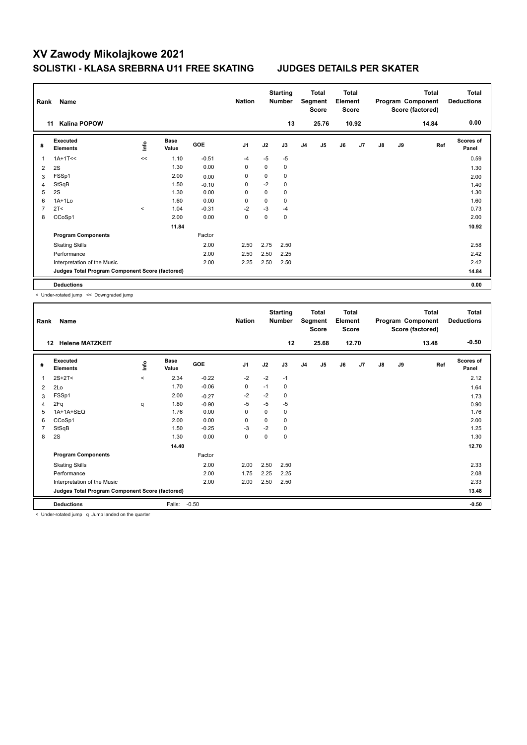# XV Zawody Mikolajkowe 2021

## SOLISTKI - KLASA SREBRNA U11 FREE SKATING JUDGES DETAILS PER SKATER

| Rank | Name | Nation | Starting Number | Total Segment Score | Total Element Score | Total Program Component Score (factored) | Total Deductions |
|---|---|---|---|---|---|---|---|
| 11 | Kalina POPOW | | 13 | 25.76 | 10.92 | 14.84 | 0.00 |

| # | Executed Elements | Info | Base Value | GOE | J1 | J2 | J3 | J4 | J5 | J6 | J7 | J8 | J9 | Ref | Scores of Panel |
|---|---|---|---|---|---|---|---|---|---|---|---|---|---|---|---|
| 1 | 1A+1T<< | << | 1.10 | -0.51 | -4 | -5 | -5 | | | | | | | | 0.59 |
| 2 | 2S | | 1.30 | 0.00 | 0 | 0 | 0 | | | | | | | | 1.30 |
| 3 | FSSp1 | | 2.00 | 0.00 | 0 | 0 | 0 | | | | | | | | 2.00 |
| 4 | StSqB | | 1.50 | -0.10 | 0 | -2 | 0 | | | | | | | | 1.40 |
| 5 | 2S | | 1.30 | 0.00 | 0 | 0 | 0 | | | | | | | | 1.30 |
| 6 | 1A+1Lo | | 1.60 | 0.00 | 0 | 0 | 0 | | | | | | | | 1.60 |
| 7 | 2T< | < | 1.04 | -0.31 | -2 | -3 | -4 | | | | | | | | 0.73 |
| 8 | CCoSp1 | | 2.00 | 0.00 | 0 | 0 | 0 | | | | | | | | 2.00 |
| | | | 11.84 | | | | | | | | | | | | 10.92 |
| | **Program Components** | | | Factor | | | | | | | | | | | |
| | Skating Skills | | | 2.00 | 2.50 | 2.75 | 2.50 | | | | | | | | 2.58 |
| | Performance | | | 2.00 | 2.50 | 2.50 | 2.25 | | | | | | | | 2.42 |
| | Interpretation of the Music | | | 2.00 | 2.25 | 2.50 | 2.50 | | | | | | | | 2.42 |
| | **Judges Total Program Component Score (factored)** | | | | | | | | | | | | | | 14.84 |
| | **Deductions** | | | | | | | | | | | | | | 0.00 |

< Under-rotated jump << Downgraded jump

| Rank | Name | Nation | Starting Number | Total Segment Score | Total Element Score | Total Program Component Score (factored) | Total Deductions |
|---|---|---|---|---|---|---|---|
| 12 | Helene MATZKEIT | | 12 | 25.68 | 12.70 | 13.48 | -0.50 |

| # | Executed Elements | Info | Base Value | GOE | J1 | J2 | J3 | J4 | J5 | J6 | J7 | J8 | J9 | Ref | Scores of Panel |
|---|---|---|---|---|---|---|---|---|---|---|---|---|---|---|---|
| 1 | 2S+2T< | < | 2.34 | -0.22 | -2 | -2 | -1 | | | | | | | | 2.12 |
| 2 | 2Lo | | 1.70 | -0.06 | 0 | -1 | 0 | | | | | | | | 1.64 |
| 3 | FSSp1 | | 2.00 | -0.27 | -2 | -2 | 0 | | | | | | | | 1.73 |
| 4 | 2Fq | q | 1.80 | -0.90 | -5 | -5 | -5 | | | | | | | | 0.90 |
| 5 | 1A+1A+SEQ | | 1.76 | 0.00 | 0 | 0 | 0 | | | | | | | | 1.76 |
| 6 | CCoSp1 | | 2.00 | 0.00 | 0 | 0 | 0 | | | | | | | | 2.00 |
| 7 | StSqB | | 1.50 | -0.25 | -3 | -2 | 0 | | | | | | | | 1.25 |
| 8 | 2S | | 1.30 | 0.00 | 0 | 0 | 0 | | | | | | | | 1.30 |
| | | | 14.40 | | | | | | | | | | | | 12.70 |
| | **Program Components** | | | Factor | | | | | | | | | | | |
| | Skating Skills | | | 2.00 | 2.00 | 2.50 | 2.50 | | | | | | | | 2.33 |
| | Performance | | | 2.00 | 1.75 | 2.25 | 2.25 | | | | | | | | 2.08 |
| | Interpretation of the Music | | | 2.00 | 2.00 | 2.50 | 2.50 | | | | | | | | 2.33 |
| | **Judges Total Program Component Score (factored)** | | | | | | | | | | | | | | 13.48 |
| | **Deductions** | | Falls: | -0.50 | | | | | | | | | | | -0.50 |

< Under-rotated jump q Jump landed on the quarter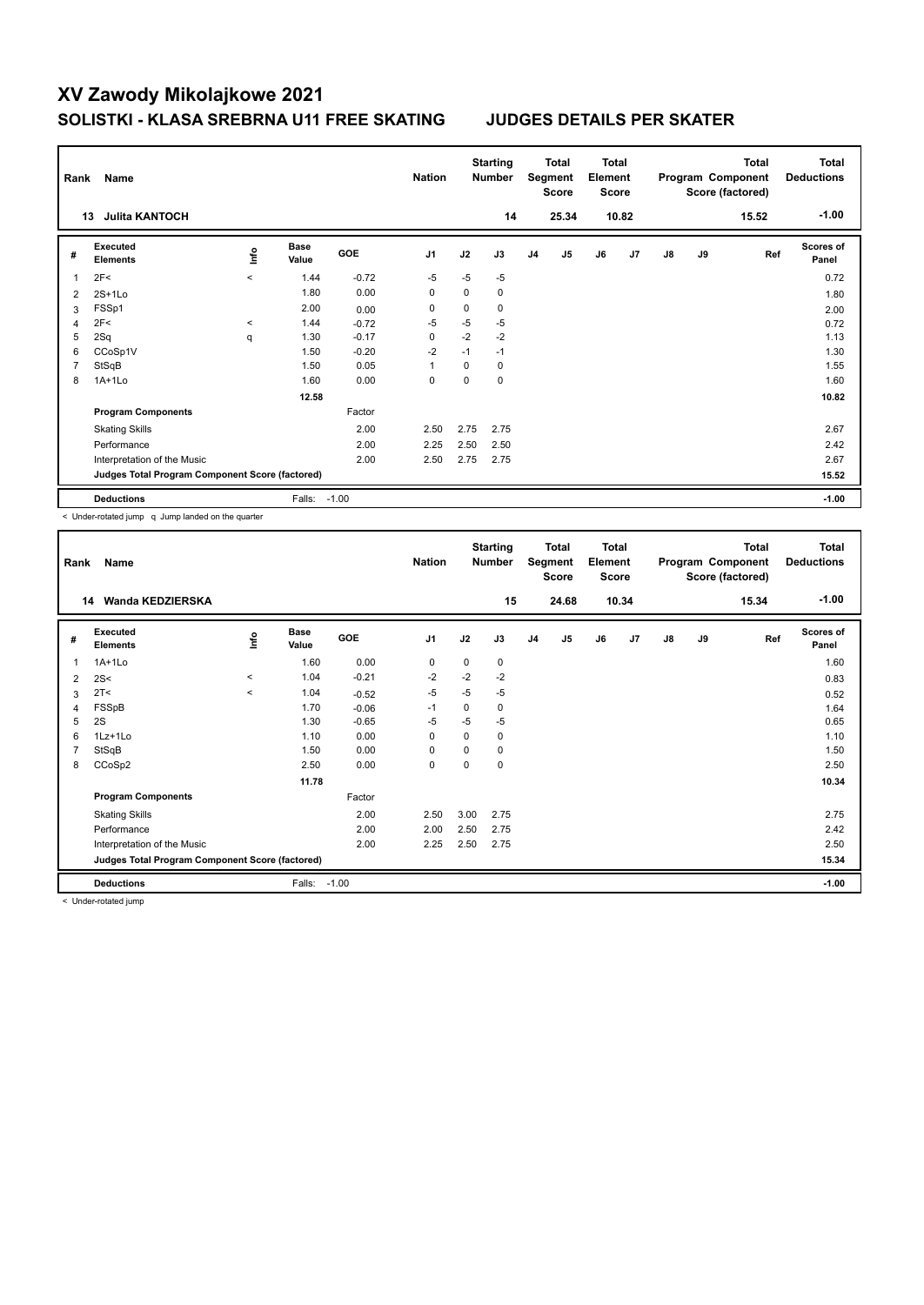# XV Zawody Mikolajkowe 2021

## SOLISTKI - KLASA SREBRNA U11 FREE SKATING JUDGES DETAILS PER SKATER

| Rank | Name | Nation | Starting Number | Total Segment Score | Total Element Score | Total Program Component Score (factored) | Total Deductions |
|---|---|---|---|---|---|---|---|
| 13 | Julita KANTOCH | | 14 | 25.34 | 10.82 | 15.52 | -1.00 |

| # | Executed Elements | Info | Base Value | GOE | J1 | J2 | J3 | J4 | J5 | J6 | J7 | J8 | J9 | Ref | Scores of Panel |
|---|---|---|---|---|---|---|---|---|---|---|---|---|---|---|---|
| 1 | 2F< | < | 1.44 | -0.72 | -5 | -5 | -5 | | | | | | | | 0.72 |
| 2 | 2S+1Lo | | 1.80 | 0.00 | 0 | 0 | 0 | | | | | | | | 1.80 |
| 3 | FSSp1 | | 2.00 | 0.00 | 0 | 0 | 0 | | | | | | | | 2.00 |
| 4 | 2F< | < | 1.44 | -0.72 | -5 | -5 | -5 | | | | | | | | 0.72 |
| 5 | 2Sq | q | 1.30 | -0.17 | 0 | -2 | -2 | | | | | | | | 1.13 |
| 6 | CCoSp1V | | 1.50 | -0.20 | -2 | -1 | -1 | | | | | | | | 1.30 |
| 7 | StSqB | | 1.50 | 0.05 | 1 | 0 | 0 | | | | | | | | 1.55 |
| 8 | 1A+1Lo | | 1.60 | 0.00 | 0 | 0 | 0 | | | | | | | | 1.60 |
| | | | 12.58 | | | | | | | | | | | | 10.82 |
| | **Program Components** | | | Factor | | | | | | | | | | | |
| | Skating Skills | | | 2.00 | 2.50 | 2.75 | 2.75 | | | | | | | | 2.67 |
| | Performance | | | 2.00 | 2.25 | 2.50 | 2.50 | | | | | | | | 2.42 |
| | Interpretation of the Music | | | 2.00 | 2.50 | 2.75 | 2.75 | | | | | | | | 2.67 |
| | **Judges Total Program Component Score (factored)** | | | | | | | | | | | | | | 15.52 |
| | **Deductions** | | Falls: | -1.00 | | | | | | | | | | | -1.00 |

< Under-rotated jump q Jump landed on the quarter

| Rank | Name | Nation | Starting Number | Total Segment Score | Total Element Score | Total Program Component Score (factored) | Total Deductions |
|---|---|---|---|---|---|---|---|
| 14 | Wanda KEDZIERSKA | | 15 | 24.68 | 10.34 | 15.34 | -1.00 |

| # | Executed Elements | Info | Base Value | GOE | J1 | J2 | J3 | J4 | J5 | J6 | J7 | J8 | J9 | Ref | Scores of Panel |
|---|---|---|---|---|---|---|---|---|---|---|---|---|---|---|---|
| 1 | 1A+1Lo | | 1.60 | 0.00 | 0 | 0 | 0 | | | | | | | | 1.60 |
| 2 | 2S< | < | 1.04 | -0.21 | -2 | -2 | -2 | | | | | | | | 0.83 |
| 3 | 2T< | < | 1.04 | -0.52 | -5 | -5 | -5 | | | | | | | | 0.52 |
| 4 | FSSpB | | 1.70 | -0.06 | -1 | 0 | 0 | | | | | | | | 1.64 |
| 5 | 2S | | 1.30 | -0.65 | -5 | -5 | -5 | | | | | | | | 0.65 |
| 6 | 1Lz+1Lo | | 1.10 | 0.00 | 0 | 0 | 0 | | | | | | | | 1.10 |
| 7 | StSqB | | 1.50 | 0.00 | 0 | 0 | 0 | | | | | | | | 1.50 |
| 8 | CCoSp2 | | 2.50 | 0.00 | 0 | 0 | 0 | | | | | | | | 2.50 |
| | | | 11.78 | | | | | | | | | | | | 10.34 |
| | **Program Components** | | | Factor | | | | | | | | | | | |
| | Skating Skills | | | 2.00 | 2.50 | 3.00 | 2.75 | | | | | | | | 2.75 |
| | Performance | | | 2.00 | 2.00 | 2.50 | 2.75 | | | | | | | | 2.42 |
| | Interpretation of the Music | | | 2.00 | 2.25 | 2.50 | 2.75 | | | | | | | | 2.50 |
| | **Judges Total Program Component Score (factored)** | | | | | | | | | | | | | | 15.34 |
| | **Deductions** | | Falls: | -1.00 | | | | | | | | | | | -1.00 |

< Under-rotated jump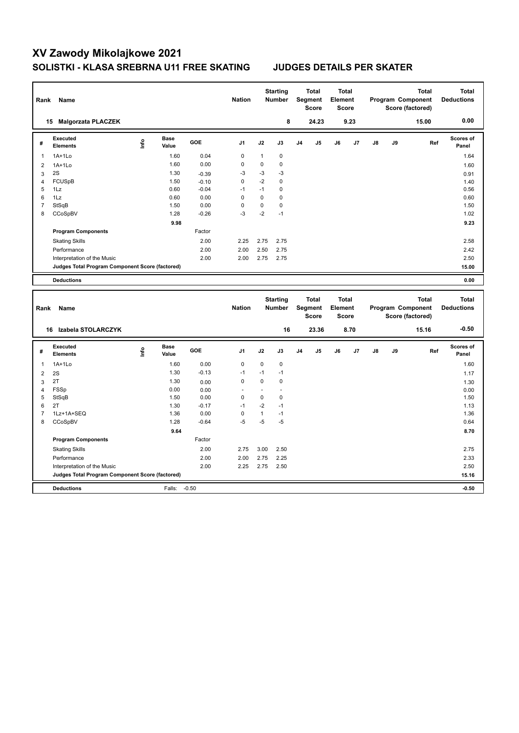# XV Zawody Mikolajkowe 2021

## SOLISTKI - KLASA SREBRNA U11 FREE SKATING JUDGES DETAILS PER SKATER

| Rank | Name | Nation | Starting Number | Total Segment Score | Total Element Score | Total Program Component Score (factored) | Total Deductions |
|---|---|---|---|---|---|---|---|
| 15 | Malgorzata PLACZEK | | 8 | 24.23 | 9.23 | 15.00 | 0.00 |

| # | Executed Elements | Info | Base Value | GOE | J1 | J2 | J3 | J4 | J5 | J6 | J7 | J8 | J9 | Ref | Scores of Panel |
|---|---|---|---|---|---|---|---|---|---|---|---|---|---|---|---|
| 1 | 1A+1Lo | | 1.60 | 0.04 | 0 | 1 | 0 | | | | | | | | 1.64 |
| 2 | 1A+1Lo | | 1.60 | 0.00 | 0 | 0 | 0 | | | | | | | | 1.60 |
| 3 | 2S | | 1.30 | -0.39 | -3 | -3 | -3 | | | | | | | | 0.91 |
| 4 | FCUSpB | | 1.50 | -0.10 | 0 | -2 | 0 | | | | | | | | 1.40 |
| 5 | 1Lz | | 0.60 | -0.04 | -1 | -1 | 0 | | | | | | | | 0.56 |
| 6 | 1Lz | | 0.60 | 0.00 | 0 | 0 | 0 | | | | | | | | 0.60 |
| 7 | StSqB | | 1.50 | 0.00 | 0 | 0 | 0 | | | | | | | | 1.50 |
| 8 | CCoSpBV | | 1.28 | -0.26 | -3 | -2 | -1 | | | | | | | | 1.02 |
| | | | 9.98 | | | | | | | | | | | | 9.23 |
| | **Program Components** | | | Factor | | | | | | | | | | | |
| | Skating Skills | | | 2.00 | 2.25 | 2.75 | 2.75 | | | | | | | | 2.58 |
| | Performance | | | 2.00 | 2.00 | 2.50 | 2.75 | | | | | | | | 2.42 |
| | Interpretation of the Music | | | 2.00 | 2.00 | 2.75 | 2.75 | | | | | | | | 2.50 |
| | **Judges Total Program Component Score (factored)** | | | | | | | | | | | | | | 15.00 |
| | **Deductions** | | | | | | | | | | | | | | 0.00 |

| Rank | Name | Nation | Starting Number | Total Segment Score | Total Element Score | Total Program Component Score (factored) | Total Deductions |
|---|---|---|---|---|---|---|---|
| 16 | Izabela STOLARCZYK | | 16 | 23.36 | 8.70 | 15.16 | -0.50 |

| # | Executed Elements | Info | Base Value | GOE | J1 | J2 | J3 | J4 | J5 | J6 | J7 | J8 | J9 | Ref | Scores of Panel |
|---|---|---|---|---|---|---|---|---|---|---|---|---|---|---|---|
| 1 | 1A+1Lo | | 1.60 | 0.00 | 0 | 0 | 0 | | | | | | | | 1.60 |
| 2 | 2S | | 1.30 | -0.13 | -1 | -1 | -1 | | | | | | | | 1.17 |
| 3 | 2T | | 1.30 | 0.00 | 0 | 0 | 0 | | | | | | | | 1.30 |
| 4 | FSSp | | 0.00 | 0.00 | - | - | - | | | | | | | | 0.00 |
| 5 | StSqB | | 1.50 | 0.00 | 0 | 0 | 0 | | | | | | | | 1.50 |
| 6 | 2T | | 1.30 | -0.17 | -1 | -2 | -1 | | | | | | | | 1.13 |
| 7 | 1Lz+1A+SEQ | | 1.36 | 0.00 | 0 | 1 | -1 | | | | | | | | 1.36 |
| 8 | CCoSpBV | | 1.28 | -0.64 | -5 | -5 | -5 | | | | | | | | 0.64 |
| | | | 9.64 | | | | | | | | | | | | 8.70 |
| | **Program Components** | | | Factor | | | | | | | | | | | |
| | Skating Skills | | | 2.00 | 2.75 | 3.00 | 2.50 | | | | | | | | 2.75 |
| | Performance | | | 2.00 | 2.00 | 2.75 | 2.25 | | | | | | | | 2.33 |
| | Interpretation of the Music | | | 2.00 | 2.25 | 2.75 | 2.50 | | | | | | | | 2.50 |
| | **Judges Total Program Component Score (factored)** | | | | | | | | | | | | | | 15.16 |
| | **Deductions** | | Falls: | -0.50 | | | | | | | | | | | -0.50 |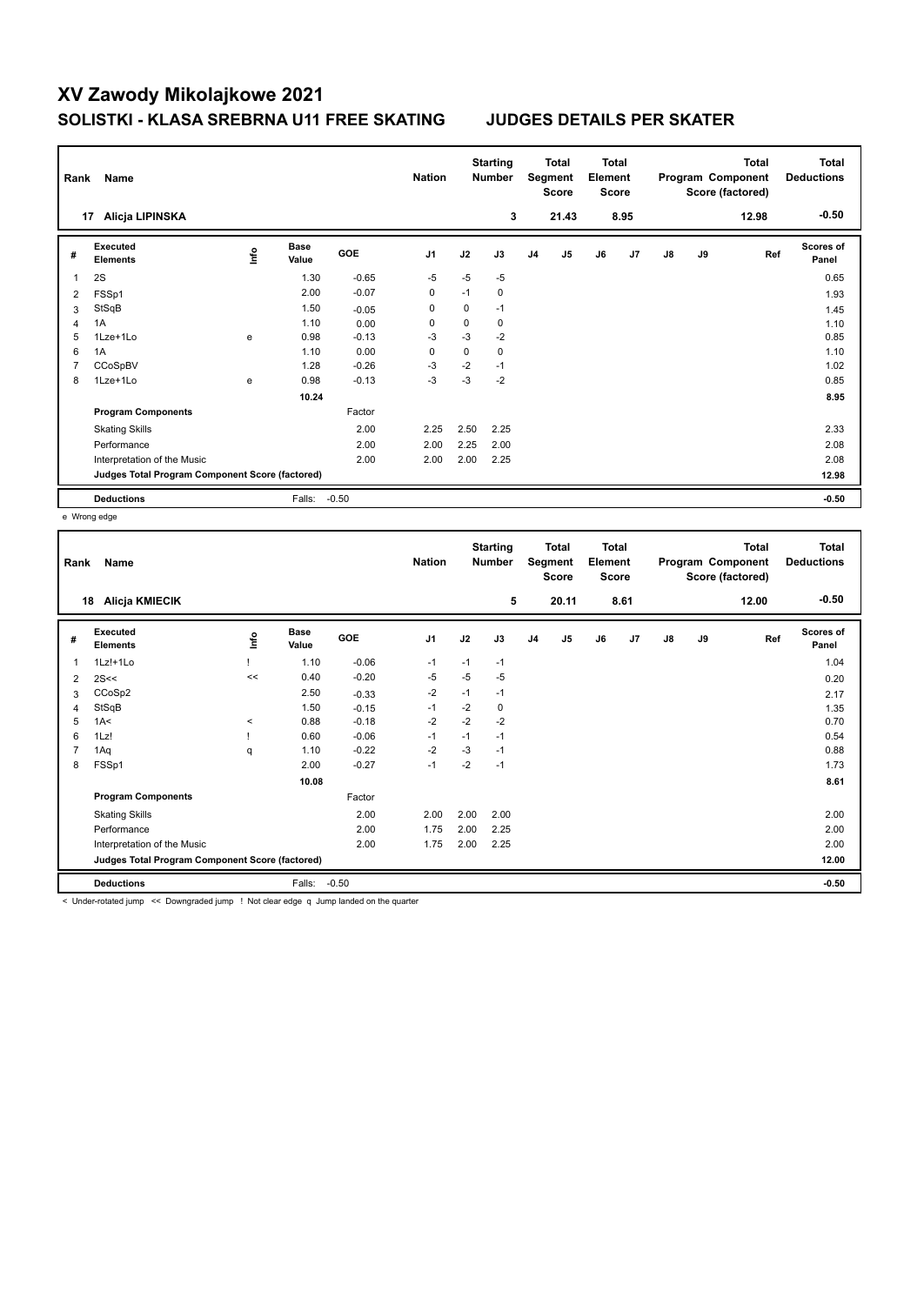# XV Zawody Mikolajkowe 2021

## SOLISTKI - KLASA SREBRNA U11 FREE SKATING JUDGES DETAILS PER SKATER

| Rank | Name | Nation | Starting Number | Total Segment Score | Total Element Score | Total Program Component Score (factored) | Total Deductions |
|---|---|---|---|---|---|---|---|
| 17 | Alicja LIPINSKA | | 3 | 21.43 | 8.95 | 12.98 | -0.50 |

| # | Executed Elements | Info | Base Value | GOE | J1 | J2 | J3 | J4 | J5 | J6 | J7 | J8 | J9 | Ref | Scores of Panel |
|---|---|---|---|---|---|---|---|---|---|---|---|---|---|---|---|
| 1 | 2S | | 1.30 | -0.65 | -5 | -5 | -5 | | | | | | | | 0.65 |
| 2 | FSSp1 | | 2.00 | -0.07 | 0 | -1 | 0 | | | | | | | | 1.93 |
| 3 | StSqB | | 1.50 | -0.05 | 0 | 0 | -1 | | | | | | | | 1.45 |
| 4 | 1A | | 1.10 | 0.00 | 0 | 0 | 0 | | | | | | | | 1.10 |
| 5 | 1Lze+1Lo | e | 0.98 | -0.13 | -3 | -3 | -2 | | | | | | | | 0.85 |
| 6 | 1A | | 1.10 | 0.00 | 0 | 0 | 0 | | | | | | | | 1.10 |
| 7 | CCoSpBV | | 1.28 | -0.26 | -3 | -2 | -1 | | | | | | | | 1.02 |
| 8 | 1Lze+1Lo | e | 0.98 | -0.13 | -3 | -3 | -2 | | | | | | | | 0.85 |
| | | | 10.24 | | | | | | | | | | | | 8.95 |
| | **Program Components** | | | Factor | | | | | | | | | | | |
| | Skating Skills | | | 2.00 | 2.25 | 2.50 | 2.25 | | | | | | | | 2.33 |
| | Performance | | | 2.00 | 2.00 | 2.25 | 2.00 | | | | | | | | 2.08 |
| | Interpretation of the Music | | | 2.00 | 2.00 | 2.00 | 2.25 | | | | | | | | 2.08 |
| | **Judges Total Program Component Score (factored)** | | | | | | | | | | | | | | 12.98 |
| | **Deductions** | | Falls: | -0.50 | | | | | | | | | | | -0.50 |

e Wrong edge

| Rank | Name | Nation | Starting Number | Total Segment Score | Total Element Score | Total Program Component Score (factored) | Total Deductions |
|---|---|---|---|---|---|---|---|
| 18 | Alicja KMIECIK | | 5 | 20.11 | 8.61 | 12.00 | -0.50 |

| # | Executed Elements | Info | Base Value | GOE | J1 | J2 | J3 | J4 | J5 | J6 | J7 | J8 | J9 | Ref | Scores of Panel |
|---|---|---|---|---|---|---|---|---|---|---|---|---|---|---|---|
| 1 | 1Lz!+1Lo | ! | 1.10 | -0.06 | -1 | -1 | -1 | | | | | | | | 1.04 |
| 2 | 2S<< | << | 0.40 | -0.20 | -5 | -5 | -5 | | | | | | | | 0.20 |
| 3 | CCoSp2 | | 2.50 | -0.33 | -2 | -1 | -1 | | | | | | | | 2.17 |
| 4 | StSqB | | 1.50 | -0.15 | -1 | -2 | 0 | | | | | | | | 1.35 |
| 5 | 1A< | < | 0.88 | -0.18 | -2 | -2 | -2 | | | | | | | | 0.70 |
| 6 | 1Lz! | ! | 0.60 | -0.06 | -1 | -1 | -1 | | | | | | | | 0.54 |
| 7 | 1Aq | q | 1.10 | -0.22 | -2 | -3 | -1 | | | | | | | | 0.88 |
| 8 | FSSp1 | | 2.00 | -0.27 | -1 | -2 | -1 | | | | | | | | 1.73 |
| | | | 10.08 | | | | | | | | | | | | 8.61 |
| | **Program Components** | | | Factor | | | | | | | | | | | |
| | Skating Skills | | | 2.00 | 2.00 | 2.00 | 2.00 | | | | | | | | 2.00 |
| | Performance | | | 2.00 | 1.75 | 2.00 | 2.25 | | | | | | | | 2.00 |
| | Interpretation of the Music | | | 2.00 | 1.75 | 2.00 | 2.25 | | | | | | | | 2.00 |
| | **Judges Total Program Component Score (factored)** | | | | | | | | | | | | | | 12.00 |
| | **Deductions** | | Falls: | -0.50 | | | | | | | | | | | -0.50 |

< Under-rotated jump << Downgraded jump ! Not clear edge q Jump landed on the quarter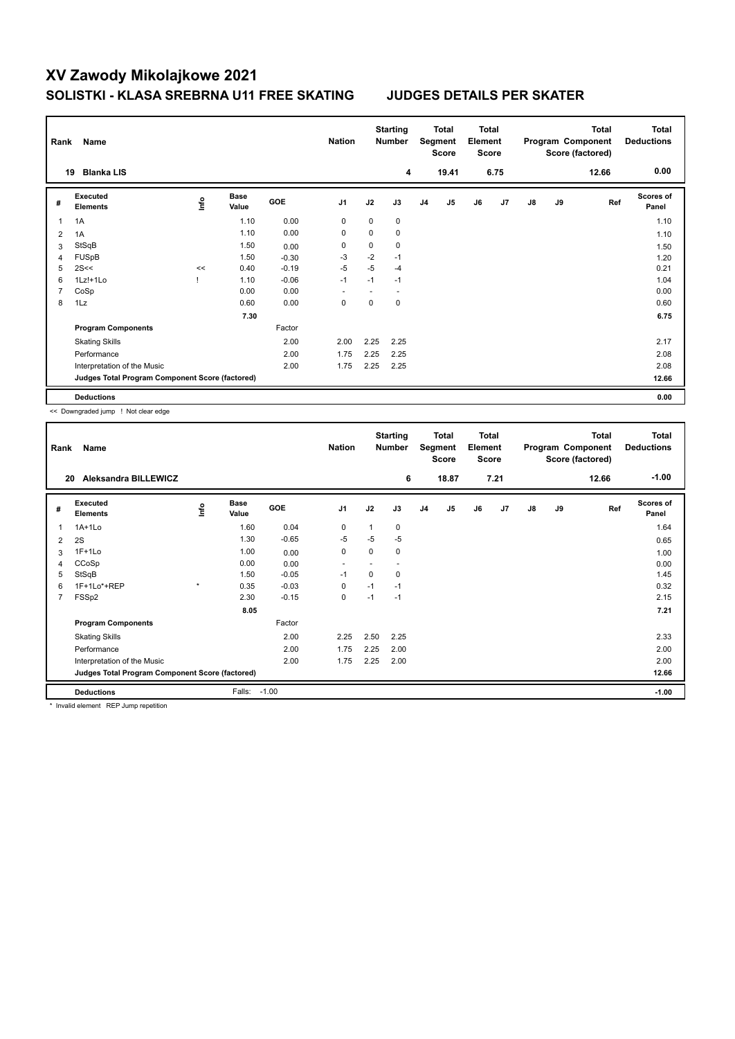# XV Zawody Mikolajkowe 2021

## SOLISTKI - KLASA SREBRNA U11 FREE SKATING    JUDGES DETAILS PER SKATER

| Rank | Name | Nation | Starting Number | Total Segment Score | Total Element Score | Total Program Component Score (factored) | Total Deductions |
|---|---|---|---|---|---|---|---|
| 19 | Blanka LIS | | 4 | 19.41 | 6.75 | 12.66 | 0.00 |

| # | Executed Elements | Info | Base Value | GOE | J1 | J2 | J3 | J4 | J5 | J6 | J7 | J8 | J9 | Ref | Scores of Panel |
|---|---|---|---|---|---|---|---|---|---|---|---|---|---|---|---|
| 1 | 1A | | 1.10 | 0.00 | 0 | 0 | 0 | | | | | | | | 1.10 |
| 2 | 1A | | 1.10 | 0.00 | 0 | 0 | 0 | | | | | | | | 1.10 |
| 3 | StSqB | | 1.50 | 0.00 | 0 | 0 | 0 | | | | | | | | 1.50 |
| 4 | FUSpB | | 1.50 | -0.30 | -3 | -2 | -1 | | | | | | | | 1.20 |
| 5 | 2S<< | << | 0.40 | -0.19 | -5 | -5 | -4 | | | | | | | | 0.21 |
| 6 | 1Lz!+1Lo | ! | 1.10 | -0.06 | -1 | -1 | -1 | | | | | | | | 1.04 |
| 7 | CoSp | | 0.00 | 0.00 | - | - | - | | | | | | | | 0.00 |
| 8 | 1Lz | | 0.60 | 0.00 | 0 | 0 | 0 | | | | | | | | 0.60 |
| | | | 7.30 | | | | | | | | | | | | 6.75 |
| | **Program Components** | | | Factor | | | | | | | | | | | |
| | Skating Skills | | | 2.00 | 2.00 | 2.25 | 2.25 | | | | | | | | 2.17 |
| | Performance | | | 2.00 | 1.75 | 2.25 | 2.25 | | | | | | | | 2.08 |
| | Interpretation of the Music | | | 2.00 | 1.75 | 2.25 | 2.25 | | | | | | | | 2.08 |
| | **Judges Total Program Component Score (factored)** | | | | | | | | | | | | | | 12.66 |
| | **Deductions** | | | | | | | | | | | | | | 0.00 |

<< Downgraded jump ! Not clear edge

| Rank | Name | Nation | Starting Number | Total Segment Score | Total Element Score | Total Program Component Score (factored) | Total Deductions |
|---|---|---|---|---|---|---|---|
| 20 | Aleksandra BILLEWICZ | | 6 | 18.87 | 7.21 | 12.66 | -1.00 |

| # | Executed Elements | Info | Base Value | GOE | J1 | J2 | J3 | J4 | J5 | J6 | J7 | J8 | J9 | Ref | Scores of Panel |
|---|---|---|---|---|---|---|---|---|---|---|---|---|---|---|---|
| 1 | 1A+1Lo | | 1.60 | 0.04 | 0 | 1 | 0 | | | | | | | | 1.64 |
| 2 | 2S | | 1.30 | -0.65 | -5 | -5 | -5 | | | | | | | | 0.65 |
| 3 | 1F+1Lo | | 1.00 | 0.00 | 0 | 0 | 0 | | | | | | | | 1.00 |
| 4 | CCoSp | | 0.00 | 0.00 | - | - | - | | | | | | | | 0.00 |
| 5 | StSqB | | 1.50 | -0.05 | -1 | 0 | 0 | | | | | | | | 1.45 |
| 6 | 1F+1Lo*+REP | * | 0.35 | -0.03 | 0 | -1 | -1 | | | | | | | | 0.32 |
| 7 | FSSp2 | | 2.30 | -0.15 | 0 | -1 | -1 | | | | | | | | 2.15 |
| | | | 8.05 | | | | | | | | | | | | 7.21 |
| | **Program Components** | | | Factor | | | | | | | | | | | |
| | Skating Skills | | | 2.00 | 2.25 | 2.50 | 2.25 | | | | | | | | 2.33 |
| | Performance | | | 2.00 | 1.75 | 2.25 | 2.00 | | | | | | | | 2.00 |
| | Interpretation of the Music | | | 2.00 | 1.75 | 2.25 | 2.00 | | | | | | | | 2.00 |
| | **Judges Total Program Component Score (factored)** | | | | | | | | | | | | | | 12.66 |
| | **Deductions** | | Falls: | -1.00 | | | | | | | | | | | -1.00 |

* Invalid element REP Jump repetition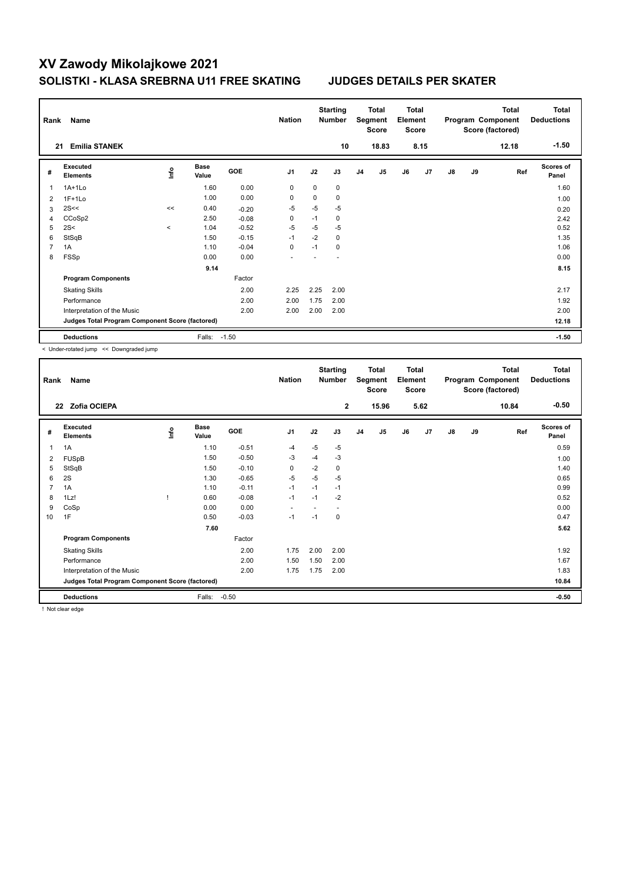# XV Zawody Mikolajkowe 2021

## SOLISTKI - KLASA SREBRNA U11 FREE SKATING JUDGES DETAILS PER SKATER

| Rank | Name | Nation | Starting Number | Total Segment Score | Total Element Score | Total Program Component Score (factored) | Total Deductions |
|---|---|---|---|---|---|---|---|
| 21 | Emilia STANEK | | 10 | 18.83 | 8.15 | 12.18 | -1.50 |

| # | Executed Elements | Info | Base Value | GOE | J1 | J2 | J3 | J4 | J5 | J6 | J7 | J8 | J9 | Ref | Scores of Panel |
|---|---|---|---|---|---|---|---|---|---|---|---|---|---|---|---|
| 1 | 1A+1Lo | | 1.60 | 0.00 | 0 | 0 | 0 | | | | | | | | 1.60 |
| 2 | 1F+1Lo | | 1.00 | 0.00 | 0 | 0 | 0 | | | | | | | | 1.00 |
| 3 | 2S<< | << | 0.40 | -0.20 | -5 | -5 | -5 | | | | | | | | 0.20 |
| 4 | CCoSp2 | | 2.50 | -0.08 | 0 | -1 | 0 | | | | | | | | 2.42 |
| 5 | 2S< | < | 1.04 | -0.52 | -5 | -5 | -5 | | | | | | | | 0.52 |
| 6 | StSqB | | 1.50 | -0.15 | -1 | -2 | 0 | | | | | | | | 1.35 |
| 7 | 1A | | 1.10 | -0.04 | 0 | -1 | 0 | | | | | | | | 1.06 |
| 8 | FSSp | | 0.00 | 0.00 | - | - | - | | | | | | | | 0.00 |
| | | | 9.14 | | | | | | | | | | | | 8.15 |
| | **Program Components** | | | Factor | | | | | | | | | | | |
| | Skating Skills | | | 2.00 | 2.25 | 2.25 | 2.00 | | | | | | | | 2.17 |
| | Performance | | | 2.00 | 2.00 | 1.75 | 2.00 | | | | | | | | 1.92 |
| | Interpretation of the Music | | | 2.00 | 2.00 | 2.00 | 2.00 | | | | | | | | 2.00 |
| | **Judges Total Program Component Score (factored)** | | | | | | | | | | | | | | 12.18 |
| | **Deductions** | | Falls: | -1.50 | | | | | | | | | | | -1.50 |

< Under-rotated jump << Downgraded jump

| Rank | Name | Nation | Starting Number | Total Segment Score | Total Element Score | Total Program Component Score (factored) | Total Deductions |
|---|---|---|---|---|---|---|---|
| 22 | Zofia OCIEPA | | 2 | 15.96 | 5.62 | 10.84 | -0.50 |

| # | Executed Elements | Info | Base Value | GOE | J1 | J2 | J3 | J4 | J5 | J6 | J7 | J8 | J9 | Ref | Scores of Panel |
|---|---|---|---|---|---|---|---|---|---|---|---|---|---|---|---|
| 1 | 1A | | 1.10 | -0.51 | -4 | -5 | -5 | | | | | | | | 0.59 |
| 2 | FUSpB | | 1.50 | -0.50 | -3 | -4 | -3 | | | | | | | | 1.00 |
| 5 | StSqB | | 1.50 | -0.10 | 0 | -2 | 0 | | | | | | | | 1.40 |
| 6 | 2S | | 1.30 | -0.65 | -5 | -5 | -5 | | | | | | | | 0.65 |
| 7 | 1A | | 1.10 | -0.11 | -1 | -1 | -1 | | | | | | | | 0.99 |
| 8 | 1Lz! | ! | 0.60 | -0.08 | -1 | -1 | -2 | | | | | | | | 0.52 |
| 9 | CoSp | | 0.00 | 0.00 | - | - | - | | | | | | | | 0.00 |
| 10 | 1F | | 0.50 | -0.03 | -1 | -1 | 0 | | | | | | | | 0.47 |
| | | | 7.60 | | | | | | | | | | | | 5.62 |
| | **Program Components** | | | Factor | | | | | | | | | | | |
| | Skating Skills | | | 2.00 | 1.75 | 2.00 | 2.00 | | | | | | | | 1.92 |
| | Performance | | | 2.00 | 1.50 | 1.50 | 2.00 | | | | | | | | 1.67 |
| | Interpretation of the Music | | | 2.00 | 1.75 | 1.75 | 2.00 | | | | | | | | 1.83 |
| | **Judges Total Program Component Score (factored)** | | | | | | | | | | | | | | 10.84 |
| | **Deductions** | | Falls: | -0.50 | | | | | | | | | | | -0.50 |

! Not clear edge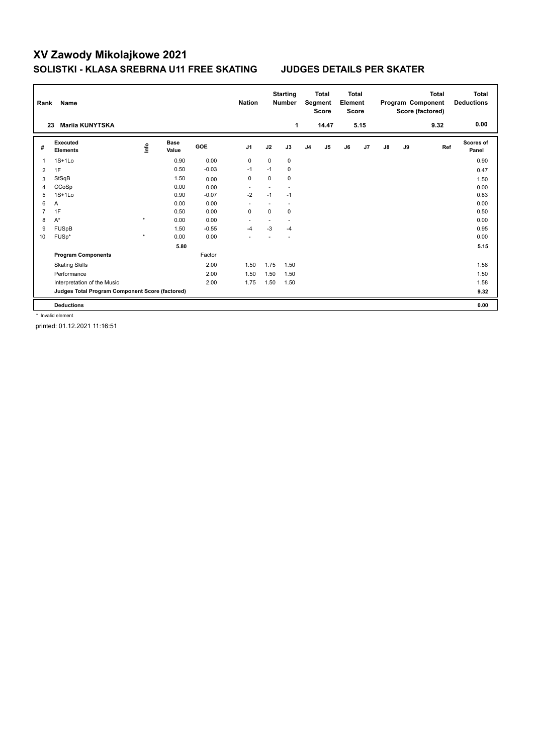# XV Zawody Mikolajkowe 2021

## SOLISTKI - KLASA SREBRNA U11 FREE SKATING JUDGES DETAILS PER SKATER

| Rank | Name | Nation | Starting Number | Total Segment Score | Total Element Score | Total Program Component Score (factored) | Total Deductions |
|---|---|---|---|---|---|---|---|
| 23 | Mariia KUNYTSKA | | 1 | 14.47 | 5.15 | 9.32 | 0.00 |

| # | Executed Elements | Info | Base Value | GOE | J1 | J2 | J3 | J4 | J5 | J6 | J7 | J8 | J9 | Ref | Scores of Panel |
|---|---|---|---|---|---|---|---|---|---|---|---|---|---|---|---|
| 1 | 1S+1Lo | | 0.90 | 0.00 | 0 | 0 | 0 | | | | | | | | 0.90 |
| 2 | 1F | | 0.50 | -0.03 | -1 | -1 | 0 | | | | | | | | 0.47 |
| 3 | StSqB | | 1.50 | 0.00 | 0 | 0 | 0 | | | | | | | | 1.50 |
| 4 | CCoSp | | 0.00 | 0.00 | - | - | - | | | | | | | | 0.00 |
| 5 | 1S+1Lo | | 0.90 | -0.07 | -2 | -1 | -1 | | | | | | | | 0.83 |
| 6 | A | | 0.00 | 0.00 | - | - | - | | | | | | | | 0.00 |
| 7 | 1F | | 0.50 | 0.00 | 0 | 0 | 0 | | | | | | | | 0.50 |
| 8 | A* | * | 0.00 | 0.00 | - | - | - | | | | | | | | 0.00 |
| 9 | FUSpB | | 1.50 | -0.55 | -4 | -3 | -4 | | | | | | | | 0.95 |
| 10 | FUSp* | * | 0.00 | 0.00 | - | - | - | | | | | | | | 0.00 |
| | | | 5.80 | | | | | | | | | | | | 5.15 |
| | **Program Components** | | | Factor | | | | | | | | | | | |
| | Skating Skills | | | 2.00 | 1.50 | 1.75 | 1.50 | | | | | | | | 1.58 |
| | Performance | | | 2.00 | 1.50 | 1.50 | 1.50 | | | | | | | | 1.50 |
| | Interpretation of the Music | | | 2.00 | 1.75 | 1.50 | 1.50 | | | | | | | | 1.58 |
| | **Judges Total Program Component Score (factored)** | | | | | | | | | | | | | | 9.32 |
| | **Deductions** | | | | | | | | | | | | | | 0.00 |

\* Invalid element

printed: 01.12.2021 11:16:51